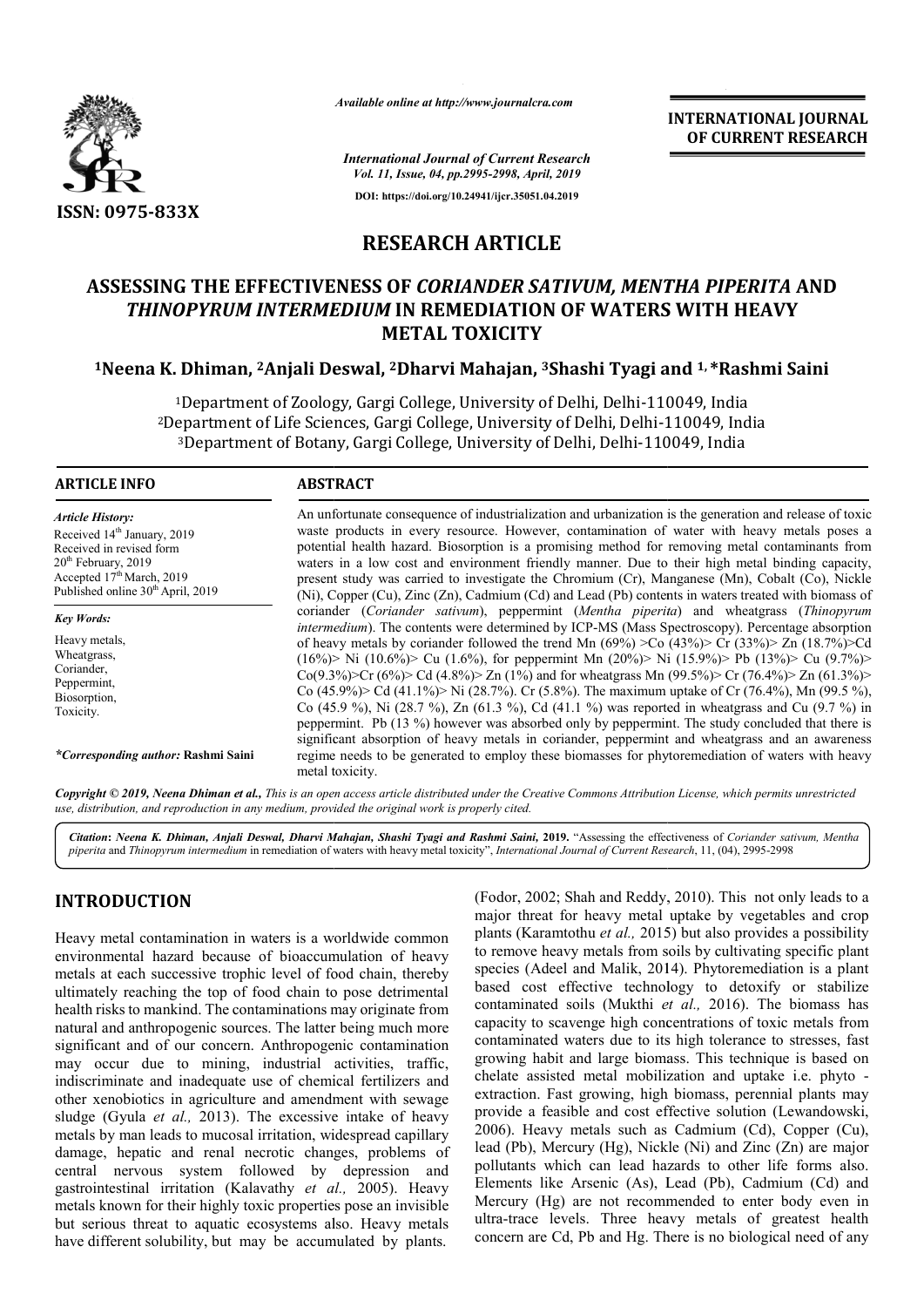*Available online at http://www.journalcra.com*

**INTERNATIONAL JOURNAL OF CURRENT RESEARCH**

*International Journal of Current Research*
*Vol. 11, Issue, 04, pp.2995-2998, April, 2019*

**DOI: https://doi.org/10.24941/ijcr.35051.04.2019**

**ISSN: 0975-833X**

# RESEARCH ARTICLE

## ASSESSING THE EFFECTIVENESS OF *CORIANDER SATIVUM, MENTHA PIPERITA* AND *THINOPYRUM INTERMEDIUM* IN REMEDIATION OF WATERS WITH HEAVY METAL TOXICITY

**[1]Neena K. Dhiman, [2]Anjali Deswal, [2]Dharvi Mahajan, [3]Shashi Tyagi and [1,]*Rashmi Saini**

[1]Department of Zoology, Gargi College, University of Delhi, Delhi-110049, India
[2]Department of Life Sciences, Gargi College, University of Delhi, Delhi-110049, India
[3]Department of Botany, Gargi College, University of Delhi, Delhi-110049, India

### ARTICLE INFO

*Article History:*
Received 14th January, 2019
Received in revised form
20th February, 2019
Accepted 17th March, 2019
Published online 30th April, 2019

*Key Words:*
Heavy metals,
Wheatgrass,
Coriander,
Peppermint,
Biosorption,
Toxicity.

**\*Corresponding author:* Rashmi Saini**

### ABSTRACT

An unfortunate consequence of industrialization and urbanization is the generation and release of toxic waste products in every resource. However, contamination of water with heavy metals poses a potential health hazard. Biosorption is a promising method for removing metal contaminants from waters in a low cost and environment friendly manner. Due to their high metal binding capacity, present study was carried to investigate the Chromium (Cr), Manganese (Mn), Cobalt (Co), Nickle (Ni), Copper (Cu), Zinc (Zn), Cadmium (Cd) and Lead (Pb) contents in waters treated with biomass of coriander (*Coriander sativum*), peppermint (*Mentha piperita*) and wheatgrass (*Thinopyrum intermedium*). The contents were determined by ICP-MS (Mass Spectroscopy). Percentage absorption of heavy metals by coriander followed the trend Mn (69%) >Co (43%)> Cr (33%)> Zn (18.7%)>Cd (16%)> Ni (10.6%)> Cu (1.6%), for peppermint Mn (20%)> Ni (15.9%)> Pb (13%)> Cu (9.7%)> Co(9.3%)>Cr (6%)> Cd (4.8%)> Zn (1%) and for wheatgrass Mn (99.5%)> Cr (76.4%)> Zn (61.3%)> Co (45.9%)> Cd (41.1%)> Ni (28.7%). Cr (5.8%). The maximum uptake of Cr (76.4%), Mn (99.5 %), Co (45.9 %), Ni (28.7 %), Zn (61.3 %), Cd (41.1 %) was reported in wheatgrass and Cu (9.7 %) in peppermint. Pb (13 %) however was absorbed only by peppermint. The study concluded that there is significant absorption of heavy metals in coriander, peppermint and wheatgrass and an awareness regime needs to be generated to employ these biomasses for phytoremediation of waters with heavy metal toxicity.

*Copyright © 2019, Neena Dhiman et al., This is an open access article distributed under the Creative Commons Attribution License, which permits unrestricted use, distribution, and reproduction in any medium, provided the original work is properly cited.*

**Citation:** *Neena K. Dhiman, Anjali Deswal, Dharvi Mahajan, Shashi Tyagi and Rashmi Saini,* **2019.** "Assessing the effectiveness of *Coriander sativum, Mentha piperita* and *Thinopyrum intermedium* in remediation of waters with heavy metal toxicity", *International Journal of Current Research*, 11, (04), 2995-2998

## INTRODUCTION

Heavy metal contamination in waters is a worldwide common environmental hazard because of bioaccumulation of heavy metals at each successive trophic level of food chain, thereby ultimately reaching the top of food chain to pose detrimental health risks to mankind. The contaminations may originate from natural and anthropogenic sources. The latter being much more significant and of our concern. Anthropogenic contamination may occur due to mining, industrial activities, traffic, indiscriminate and inadequate use of chemical fertilizers and other xenobiotics in agriculture and amendment with sewage sludge (Gyula *et al.,* 2013). The excessive intake of heavy metals by man leads to mucosal irritation, widespread capillary damage, hepatic and renal necrotic changes, problems of central nervous system followed by depression and gastrointestinal irritation (Kalavathy *et al.,* 2005). Heavy metals known for their highly toxic properties pose an invisible but serious threat to aquatic ecosystems also. Heavy metals have different solubility, but may be accumulated by plants. (Fodor, 2002; Shah and Reddy, 2010). This not only leads to a major threat for heavy metal uptake by vegetables and crop plants (Karamtothu *et al.,* 2015) but also provides a possibility to remove heavy metals from soils by cultivating specific plant species (Adeel and Malik, 2014). Phytoremediation is a plant based cost effective technology to detoxify or stabilize contaminated soils (Mukthi *et al.,* 2016). The biomass has capacity to scavenge high concentrations of toxic metals from contaminated waters due to its high tolerance to stresses, fast growing habit and large biomass. This technique is based on chelate assisted metal mobilization and uptake i.e. phyto - extraction. Fast growing, high biomass, perennial plants may provide a feasible and cost effective solution (Lewandowski, 2006). Heavy metals such as Cadmium (Cd), Copper (Cu), lead (Pb), Mercury (Hg), Nickle (Ni) and Zinc (Zn) are major pollutants which can lead hazards to other life forms also. Elements like Arsenic (As), Lead (Pb), Cadmium (Cd) and Mercury (Hg) are not recommended to enter body even in ultra-trace levels. Three heavy metals of greatest health concern are Cd, Pb and Hg. There is no biological need of any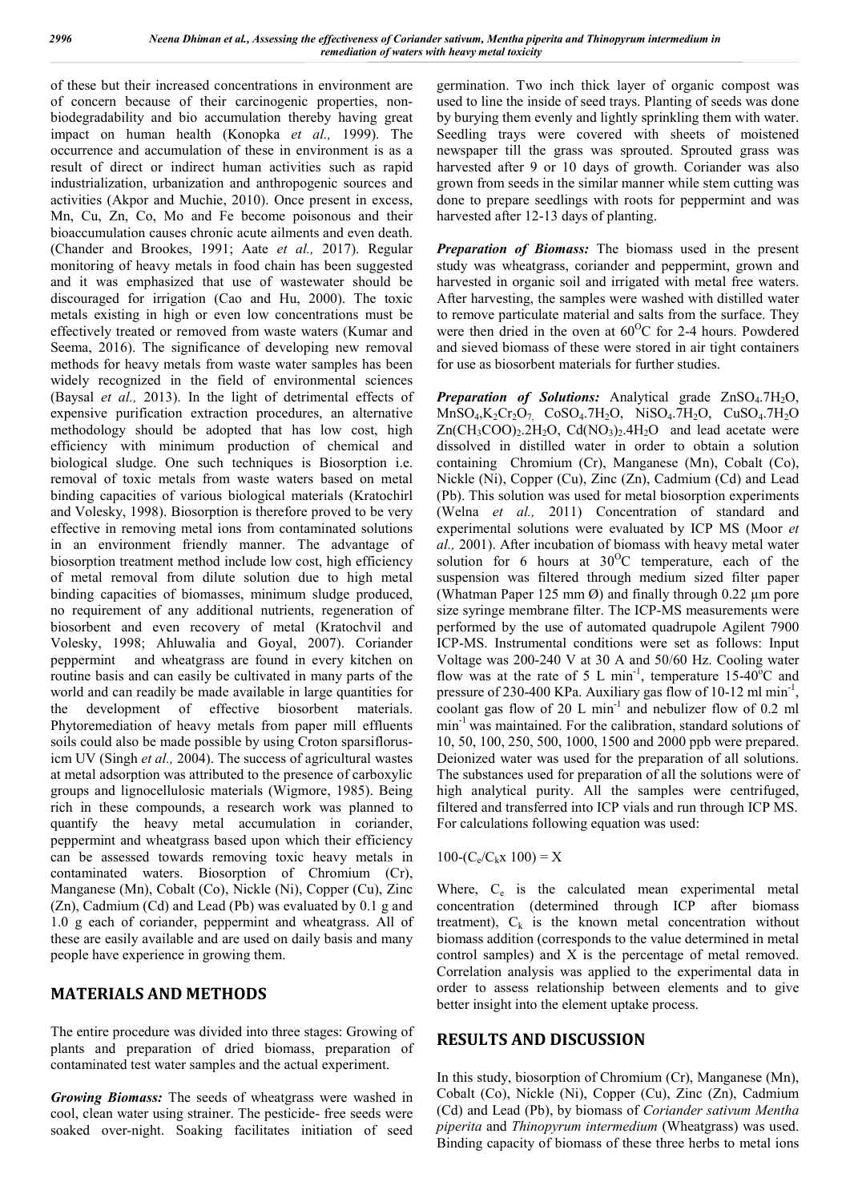of these but their increased concentrations in environment are of concern because of their carcinogenic properties, non-biodegradability and bio accumulation thereby having great impact on human health (Konopka *et al.,* 1999). The occurrence and accumulation of these in environment is as a result of direct or indirect human activities such as rapid industrialization, urbanization and anthropogenic sources and activities (Akpor and Muchie, 2010). Once present in excess, Mn, Cu, Zn, Co, Mo and Fe become poisonous and their bioaccumulation causes chronic acute ailments and even death. (Chander and Brookes, 1991; Aate *et al.,* 2017). Regular monitoring of heavy metals in food chain has been suggested and it was emphasized that use of wastewater should be discouraged for irrigation (Cao and Hu, 2000). The toxic metals existing in high or even low concentrations must be effectively treated or removed from waste waters (Kumar and Seema, 2016). The significance of developing new removal methods for heavy metals from waste water samples has been widely recognized in the field of environmental sciences (Baysal *et al.,* 2013). In the light of detrimental effects of expensive purification extraction procedures, an alternative methodology should be adopted that has low cost, high efficiency with minimum production of chemical and biological sludge. One such techniques is Biosorption i.e. removal of toxic metals from waste waters based on metal binding capacities of various biological materials (Kratochirl and Volesky, 1998). Biosorption is therefore proved to be very effective in removing metal ions from contaminated solutions in an environment friendly manner. The advantage of biosorption treatment method include low cost, high efficiency of metal removal from dilute solution due to high metal binding capacities of biomasses, minimum sludge produced, no requirement of any additional nutrients, regeneration of biosorbent and even recovery of metal (Kratochvil and Volesky, 1998; Ahluwalia and Goyal, 2007). Coriander peppermint and wheatgrass are found in every kitchen on routine basis and can easily be cultivated in many parts of the world and can readily be made available in large quantities for the development of effective biosorbent materials. Phytoremediation of heavy metals from paper mill effluents soils could also be made possible by using Croton sparsiflorus-icm UV (Singh *et al.,* 2004). The success of agricultural wastes at metal adsorption was attributed to the presence of carboxylic groups and lignocellulosic materials (Wigmore, 1985). Being rich in these compounds, a research work was planned to quantify the heavy metal accumulation in coriander, peppermint and wheatgrass based upon which their efficiency can be assessed towards removing toxic heavy metals in contaminated waters. Biosorption of Chromium (Cr), Manganese (Mn), Cobalt (Co), Nickle (Ni), Copper (Cu), Zinc (Zn), Cadmium (Cd) and Lead (Pb) was evaluated by 0.1 g and 1.0 g each of coriander, peppermint and wheatgrass. All of these are easily available and are used on daily basis and many people have experience in growing them.

## MATERIALS AND METHODS

The entire procedure was divided into three stages: Growing of plants and preparation of dried biomass, preparation of contaminated test water samples and the actual experiment.

***Growing Biomass:*** The seeds of wheatgrass were washed in cool, clean water using strainer. The pesticide- free seeds were soaked over-night. Soaking facilitates initiation of seed germination. Two inch thick layer of organic compost was used to line the inside of seed trays. Planting of seeds was done by burying them evenly and lightly sprinkling them with water. Seedling trays were covered with sheets of moistened newspaper till the grass was sprouted. Sprouted grass was harvested after 9 or 10 days of growth. Coriander was also grown from seeds in the similar manner while stem cutting was done to prepare seedlings with roots for peppermint and was harvested after 12-13 days of planting.

***Preparation of Biomass:*** The biomass used in the present study was wheatgrass, coriander and peppermint, grown and harvested in organic soil and irrigated with metal free waters. After harvesting, the samples were washed with distilled water to remove particulate material and salts from the surface. They were then dried in the oven at $60^{O}C$ for 2-4 hours. Powdered and sieved biomass of these were stored in air tight containers for use as biosorbent materials for further studies.

***Preparation of Solutions:*** Analytical grade $ZnSO_4.7H_2O$, $MnSO_4$,$K_2Cr_2O_7$, $CoSO_4.7H_2O$, $NiSO_4.7H_2O$, $CuSO_4.7H_2O$ $Zn(CH_3COO)_2.2H_2O$, $Cd(NO_3)_2.4H_2O$ and lead acetate were dissolved in distilled water in order to obtain a solution containing Chromium (Cr), Manganese (Mn), Cobalt (Co), Nickle (Ni), Copper (Cu), Zinc (Zn), Cadmium (Cd) and Lead (Pb). This solution was used for metal biosorption experiments (Welna *et al.,* 2011) Concentration of standard and experimental solutions were evaluated by ICP MS (Moor *et al.,* 2001). After incubation of biomass with heavy metal water solution for 6 hours at $30^{O}C$ temperature, each of the suspension was filtered through medium sized filter paper (Whatman Paper 125 mm Ø) and finally through 0.22 µm pore size syringe membrane filter. The ICP-MS measurements were performed by the use of automated quadrupole Agilent 7900 ICP-MS. Instrumental conditions were set as follows: Input Voltage was 200-240 V at 30 A and 50/60 Hz. Cooling water flow was at the rate of 5 L $min^{-1}$, temperature 15-40$^{o}C$ and pressure of 230-400 KPa. Auxiliary gas flow of 10-12 ml $min^{-1}$, coolant gas flow of 20 L $min^{-1}$ and nebulizer flow of 0.2 ml $min^{-1}$ was maintained. For the calibration, standard solutions of 10, 50, 100, 250, 500, 1000, 1500 and 2000 ppb were prepared. Deionized water was used for the preparation of all solutions. The substances used for preparation of all the solutions were of high analytical purity. All the samples were centrifuged, filtered and transferred into ICP vials and run through ICP MS. For calculations following equation was used:

$$100-(C_e/C_k x\ 100) = X$$

Where, $C_e$ is the calculated mean experimental metal concentration (determined through ICP after biomass treatment), $C_k$ is the known metal concentration without biomass addition (corresponds to the value determined in metal control samples) and X is the percentage of metal removed. Correlation analysis was applied to the experimental data in order to assess relationship between elements and to give better insight into the element uptake process.

## RESULTS AND DISCUSSION

In this study, biosorption of Chromium (Cr), Manganese (Mn), Cobalt (Co), Nickle (Ni), Copper (Cu), Zinc (Zn), Cadmium (Cd) and Lead (Pb), by biomass of *Coriander sativum Mentha piperita* and *Thinopyrum intermedium* (Wheatgrass) was used. Binding capacity of biomass of these three herbs to metal ions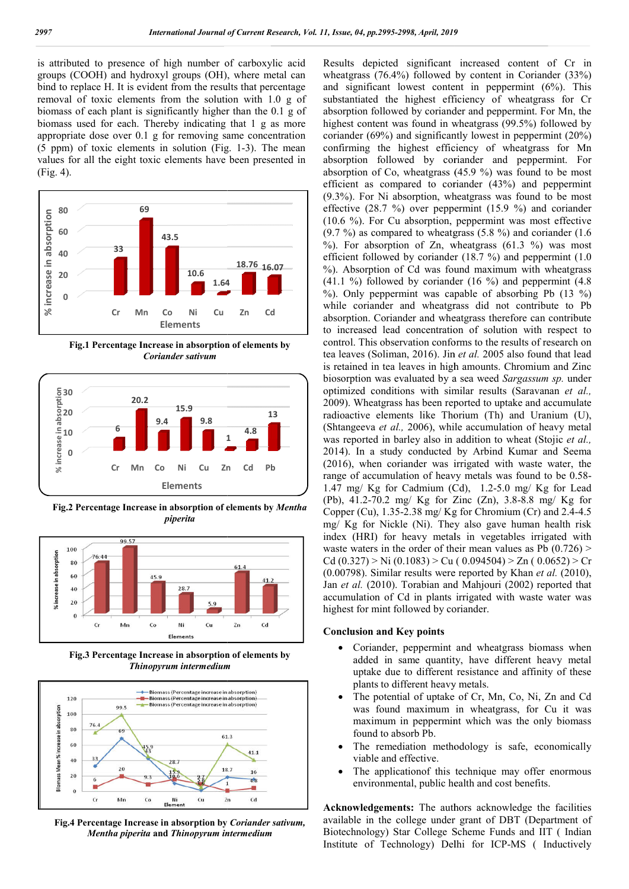is attributed to presence of high number of carboxylic acid groups (COOH) and hydroxyl groups (OH), where metal can bind to replace H. It is evident from the results that percentage removal of toxic elements from the solution with 1.0 g of biomass of each plant is significantly higher than the 0.1 g of biomass used for each. Thereby indicating that 1 g as more appropriate dose over 0.1 g for removing same concentration (5 ppm) of toxic elements in solution (Fig. 1-3). The mean values for all the eight toxic elements have been presented in (Fig. 4).

**Fig.1 Percentage Increase in absorption of elements by *Coriander sativum***

**Fig.2 Percentage Increase in absorption of elements by *Mentha piperita***

**Fig.3 Percentage Increase in absorption of elements by *Thinopyrum intermedium***

**Fig.4 Percentage Increase in absorption by *Coriander sativum, Mentha piperita* and *Thinopyrum intermedium***

Results depicted significant increased content of Cr in wheatgrass (76.4%) followed by content in Coriander (33%) and significant lowest content in peppermint (6%). This substantiated the highest efficiency of wheatgrass for Cr absorption followed by coriander and peppermint. For Mn, the highest content was found in wheatgrass (99.5%) followed by coriander (69%) and significantly lowest in peppermint (20%) confirming the highest efficiency of wheatgrass for Mn absorption followed by coriander and peppermint. For absorption of Co, wheatgrass (45.9 %) was found to be most efficient as compared to coriander (43%) and peppermint (9.3%). For Ni absorption, wheatgrass was found to be most effective (28.7 %) over peppermint (15.9 %) and coriander (10.6 %). For Cu absorption, peppermint was most effective (9.7 %) as compared to wheatgrass (5.8 %) and coriander (1.6 %). For absorption of Zn, wheatgrass (61.3 %) was most efficient followed by coriander (18.7 %) and peppermint (1.0 %). Absorption of Cd was found maximum with wheatgrass (41.1 %) followed by coriander (16 %) and peppermint (4.8 %). Only peppermint was capable of absorbing Pb (13 %) while coriander and wheatgrass did not contribute to Pb absorption. Coriander and wheatgrass therefore can contribute to increased lead concentration of solution with respect to control. This observation conforms to the results of research on tea leaves (Soliman, 2016). Jin *et al.* 2005 also found that lead is retained in tea leaves in high amounts. Chromium and Zinc biosorption was evaluated by a sea weed *Sargassum sp.* under optimized conditions with similar results (Saravanan *et al.,* 2009). Wheatgrass has been reported to uptake and accumulate radioactive elements like Thorium (Th) and Uranium (U), (Shtangeeva *et al.,* 2006), while accumulation of heavy metal was reported in barley also in addition to wheat (Stojic *et al.,* 2014). In a study conducted by Arbind Kumar and Seema (2016), when coriander was irrigated with waste water, the range of accumulation of heavy metals was found to be 0.58-1.47 mg/ Kg for Cadmium (Cd), 1.2-5.0 mg/ Kg for Lead (Pb), 41.2-70.2 mg/ Kg for Zinc (Zn), 3.8-8.8 mg/ Kg for Copper (Cu), 1.35-2.38 mg/ Kg for Chromium (Cr) and 2.4-4.5 mg/ Kg for Nickle (Ni). They also gave human health risk index (HRI) for heavy metals in vegetables irrigated with waste waters in the order of their mean values as Pb (0.726) > Cd (0.327) > Ni (0.1083) > Cu ( 0.094504) > Zn ( 0.0652) > Cr (0.00798). Similar results were reported by Khan *et al.* (2010), Jan *et al.* (2010). Torabian and Mahjouri (2002) reported that accumulation of Cd in plants irrigated with waste water was highest for mint followed by coriander.

## Conclusion and Key points

- Coriander, peppermint and wheatgrass biomass when added in same quantity, have different heavy metal uptake due to different resistance and affinity of these plants to different heavy metals.
- The potential of uptake of Cr, Mn, Co, Ni, Zn and Cd was found maximum in wheatgrass, for Cu it was maximum in peppermint which was the only biomass found to absorb Pb.
- The remediation methodology is safe, economically viable and effective.
- The applicationof this technique may offer enormous environmental, public health and cost benefits.

**Acknowledgements:** The authors acknowledge the facilities available in the college under grant of DBT (Department of Biotechnology) Star College Scheme Funds and IIT ( Indian Institute of Technology) Delhi for ICP-MS ( Inductively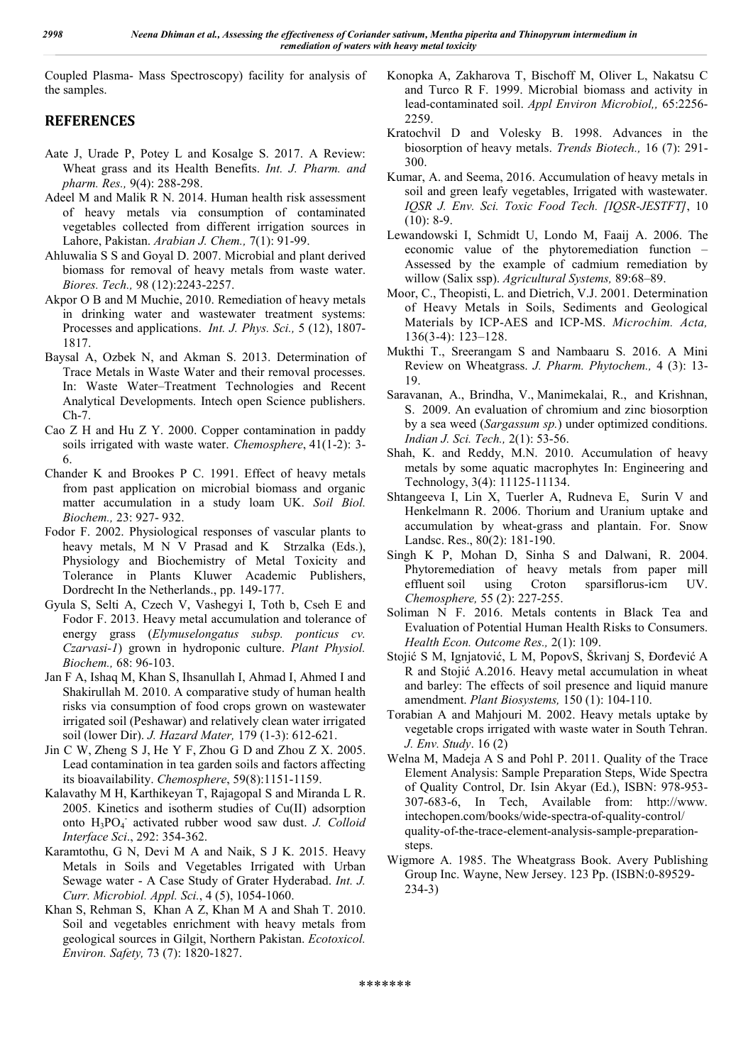Coupled Plasma- Mass Spectroscopy) facility for analysis of the samples.

## REFERENCES

Aate J, Urade P, Potey L and Kosalge S. 2017. A Review: Wheat grass and its Health Benefits. *Int. J. Pharm. and pharm. Res.,* 9(4): 288-298.

Adeel M and Malik R N. 2014. Human health risk assessment of heavy metals via consumption of contaminated vegetables collected from different irrigation sources in Lahore, Pakistan. *Arabian J. Chem.,* 7(1): 91-99.

Ahluwalia S S and Goyal D. 2007. Microbial and plant derived biomass for removal of heavy metals from waste water. *Biores. Tech.,* 98 (12):2243-2257.

Akpor O B and M Muchie, 2010. Remediation of heavy metals in drinking water and wastewater treatment systems: Processes and applications. *Int. J. Phys. Sci.,* 5 (12), 1807-1817.

Baysal A, Ozbek N, and Akman S. 2013. Determination of Trace Metals in Waste Water and their removal processes. In: Waste Water–Treatment Technologies and Recent Analytical Developments. Intech open Science publishers. Ch-7.

Cao Z H and Hu Z Y. 2000. Copper contamination in paddy soils irrigated with waste water. *Chemosphere*, 41(1-2): 3-6.

Chander K and Brookes P C. 1991. Effect of heavy metals from past application on microbial biomass and organic matter accumulation in a study loam UK. *Soil Biol. Biochem.,* 23: 927- 932.

Fodor F. 2002. Physiological responses of vascular plants to heavy metals, M N V Prasad and K Strzalka (Eds.), Physiology and Biochemistry of Metal Toxicity and Tolerance in Plants Kluwer Academic Publishers, Dordrecht In the Netherlands., pp. 149-177.

Gyula S, Selti A, Czech V, Vashegyi I, Toth b, Cseh E and Fodor F. 2013. Heavy metal accumulation and tolerance of energy grass (*Elymuselongatus subsp. ponticus cv. Czarvasi-1*) grown in hydroponic culture. *Plant Physiol. Biochem.,* 68: 96-103.

Jan F A, Ishaq M, Khan S, Ihsanullah I, Ahmad I, Ahmed I and Shakirullah M. 2010. A comparative study of human health risks via consumption of food crops grown on wastewater irrigated soil (Peshawar) and relatively clean water irrigated soil (lower Dir). *J. Hazard Mater,* 179 (1-3): 612-621.

Jin C W, Zheng S J, He Y F, Zhou G D and Zhou Z X. 2005. Lead contamination in tea garden soils and factors affecting its bioavailability. *Chemosphere*, 59(8):1151-1159.

Kalavathy M H, Karthikeyan T, Rajagopal S and Miranda L R. 2005. Kinetics and isotherm studies of Cu(II) adsorption onto $H_3PO_4^-$ activated rubber wood saw dust. *J. Colloid Interface Sci*., 292: 354-362.

Karamtothu, G N, Devi M A and Naik, S J K. 2015. Heavy Metals in Soils and Vegetables Irrigated with Urban Sewage water - A Case Study of Grater Hyderabad. *Int. J. Curr. Microbiol. Appl. Sci.*, 4 (5), 1054-1060.

Khan S, Rehman S, Khan A Z, Khan M A and Shah T. 2010. Soil and vegetables enrichment with heavy metals from geological sources in Gilgit, Northern Pakistan. *Ecotoxicol. Environ. Safety,* 73 (7): 1820-1827.

Konopka A, Zakharova T, Bischoff M, Oliver L, Nakatsu C and Turco R F. 1999. Microbial biomass and activity in lead-contaminated soil. *Appl Environ Microbiol,,* 65:2256-2259.

Kratochvil D and Volesky B. 1998. Advances in the biosorption of heavy metals. *Trends Biotech.,* 16 (7): 291-300.

Kumar, A. and Seema, 2016. Accumulation of heavy metals in soil and green leafy vegetables, Irrigated with wastewater. *IQSR J. Env. Sci. Toxic Food Tech. [IQSR-JESTFT]*, 10 (10): 8-9.

Lewandowski I, Schmidt U, Londo M, Faaij A. 2006. The economic value of the phytoremediation function – Assessed by the example of cadmium remediation by willow (Salix ssp). *Agricultural Systems,* 89:68–89.

Moor, C., Theopisti, L. and Dietrich, V.J. 2001. Determination of Heavy Metals in Soils, Sediments and Geological Materials by ICP-AES and ICP-MS. *Microchim. Acta,* 136(3-4): 123–128.

Mukthi T., Sreerangam S and Nambaaru S. 2016. A Mini Review on Wheatgrass. *J. Pharm. Phytochem.,* 4 (3): 13-19.

Saravanan, A., Brindha, V., Manimekalai, R., and Krishnan, S. 2009. An evaluation of chromium and zinc biosorption by a sea weed (*Sargassum sp.*) under optimized conditions. *Indian J. Sci. Tech.,* 2(1): 53-56.

Shah, K. and Reddy, M.N. 2010. Accumulation of heavy metals by some aquatic macrophytes In: Engineering and Technology, 3(4): 11125-11134.

Shtangeeva I, Lin X, Tuerler A, Rudneva E, Surin V and Henkelmann R. 2006. Thorium and Uranium uptake and accumulation by wheat-grass and plantain. For. Snow Landsc. Res., 80(2): 181-190.

Singh K P, Mohan D, Sinha S and Dalwani, R. 2004. Phytoremediation of heavy metals from paper mill effluent soil using Croton sparsiflorus-icm UV. *Chemosphere,* 55 (2): 227-255.

Soliman N F. 2016. Metals contents in Black Tea and Evaluation of Potential Human Health Risks to Consumers. *Health Econ. Outcome Res.,* 2(1): 109.

Stojić S M, Ignjatović, L M, PopovS, Škrivanj S, Đorđević A R and Stojić A.2016. Heavy metal accumulation in wheat and barley: The effects of soil presence and liquid manure amendment. *Plant Biosystems,* 150 (1): 104-110.

Torabian A and Mahjouri M. 2002. Heavy metals uptake by vegetable crops irrigated with waste water in South Tehran. *J. Env. Study*. 16 (2)

Welna M, Madeja A S and Pohl P. 2011. Quality of the Trace Element Analysis: Sample Preparation Steps, Wide Spectra of Quality Control, Dr. Isin Akyar (Ed.), ISBN: 978-953-307-683-6, In Tech, Available from: http://www.intechopen.com/books/wide-spectra-of-quality-control/quality-of-the-trace-element-analysis-sample-preparation-steps.

Wigmore A. 1985. The Wheatgrass Book. Avery Publishing Group Inc. Wayne, New Jersey. 123 Pp. (ISBN:0-89529-234-3)

\*\*\*\*\*\*\*